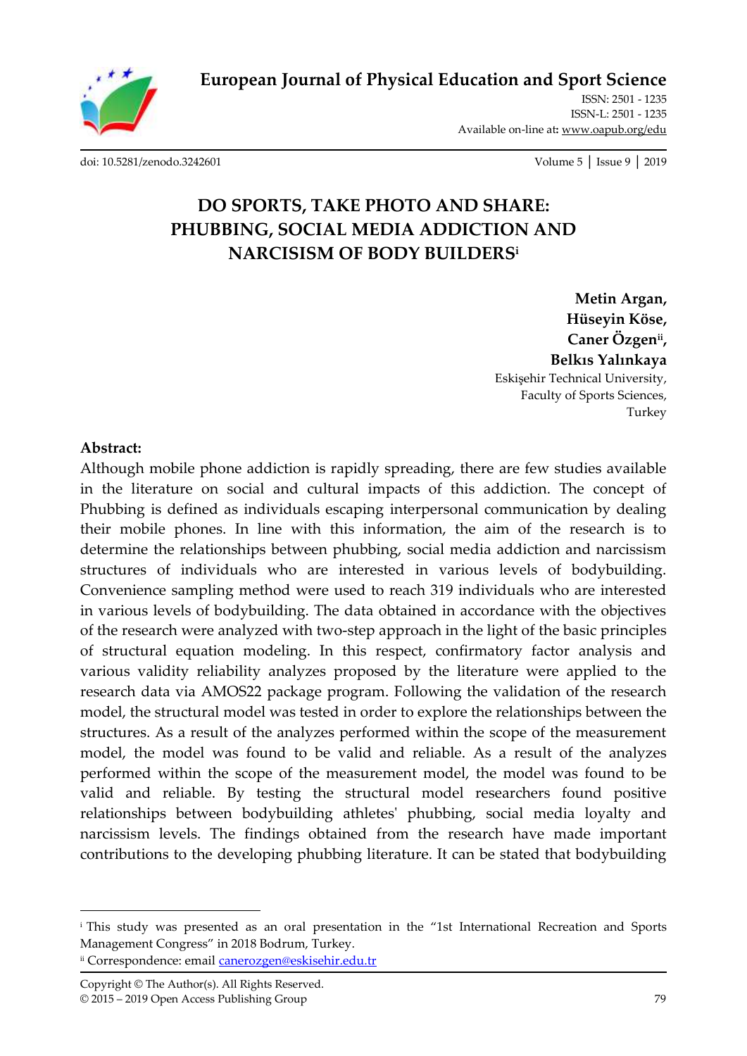**European Journal of Physical Education and Sport Science**

ISSN: 2501 - 1235
ISSN-L: 2501 - 1235
Available on-line at: www.oapub.org/edu

doi: 10.5281/zenodo.3242601

# DO SPORTS, TAKE PHOTO AND SHARE: PHUBBING, SOCIAL MEDIA ADDICTION AND NARCISISM OF BODY BUILDERS[i]

**Metin Argan,**
**Hüseyin Köse,**
**Caner Özgen[ii],**
**Belkıs Yalınkaya**
Eskişehir Technical University,
Faculty of Sports Sciences,
Turkey

**Abstract:**
Although mobile phone addiction is rapidly spreading, there are few studies available in the literature on social and cultural impacts of this addiction. The concept of Phubbing is defined as individuals escaping interpersonal communication by dealing their mobile phones. In line with this information, the aim of the research is to determine the relationships between phubbing, social media addiction and narcissism structures of individuals who are interested in various levels of bodybuilding. Convenience sampling method were used to reach 319 individuals who are interested in various levels of bodybuilding. The data obtained in accordance with the objectives of the research were analyzed with two-step approach in the light of the basic principles of structural equation modeling. In this respect, confirmatory factor analysis and various validity reliability analyzes proposed by the literature were applied to the research data via AMOS22 package program. Following the validation of the research model, the structural model was tested in order to explore the relationships between the structures. As a result of the analyzes performed within the scope of the measurement model, the model was found to be valid and reliable. As a result of the analyzes performed within the scope of the measurement model, the model was found to be valid and reliable. By testing the structural model researchers found positive relationships between bodybuilding athletes' phubbing, social media loyalty and narcissism levels. The findings obtained from the research have made important contributions to the developing phubbing literature. It can be stated that bodybuilding

---

[i] This study was presented as an oral presentation in the "1st International Recreation and Sports Management Congress" in 2018 Bodrum, Turkey.
[ii] Correspondence: email canerozgen@eskisehir.edu.tr

Copyright © The Author(s). All Rights Reserved.
© 2015 – 2019 Open Access Publishing Group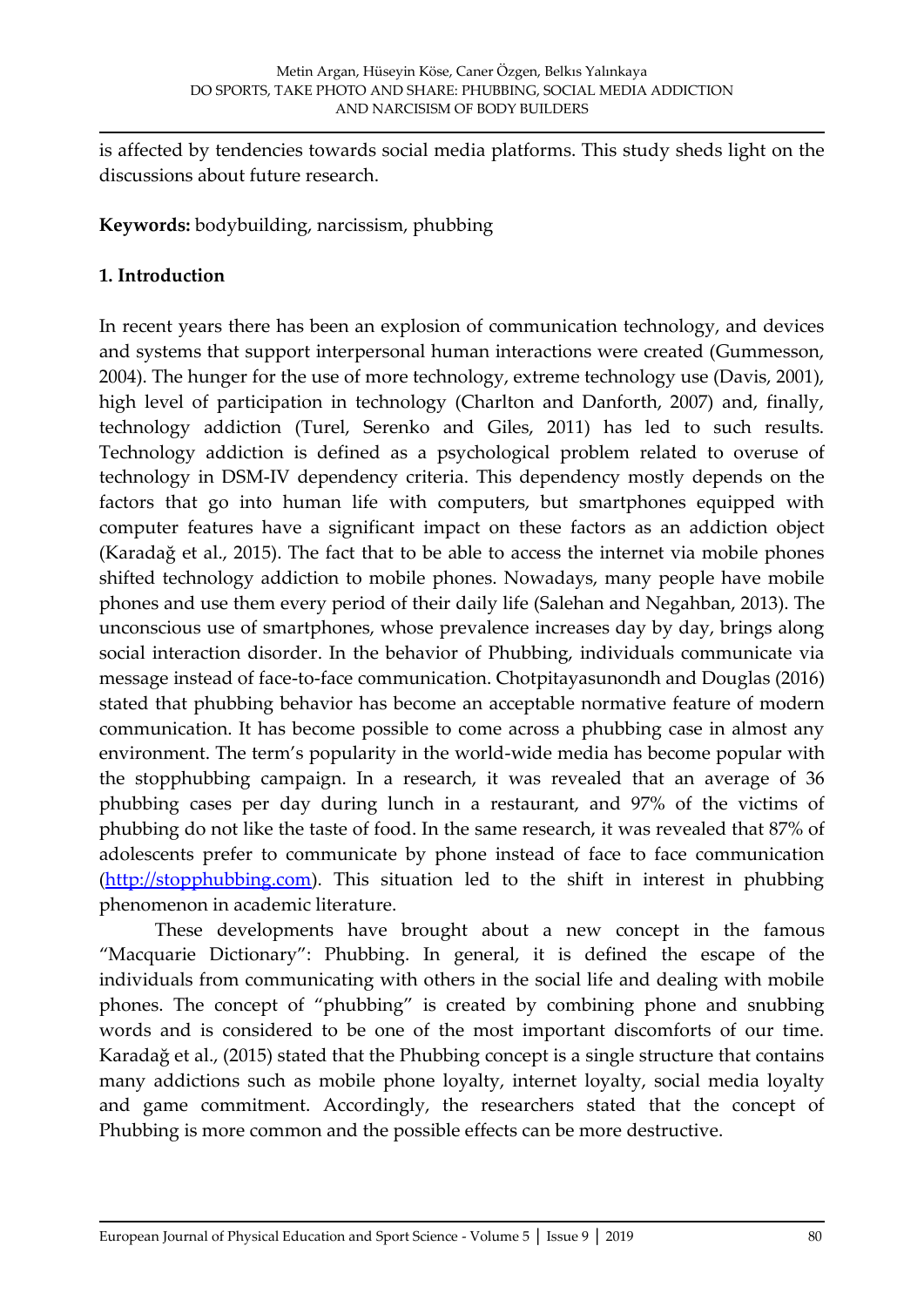is affected by tendencies towards social media platforms. This study sheds light on the discussions about future research.

**Keywords:** bodybuilding, narcissism, phubbing

## 1. Introduction

In recent years there has been an explosion of communication technology, and devices and systems that support interpersonal human interactions were created (Gummesson, 2004). The hunger for the use of more technology, extreme technology use (Davis, 2001), high level of participation in technology (Charlton and Danforth, 2007) and, finally, technology addiction (Turel, Serenko and Giles, 2011) has led to such results. Technology addiction is defined as a psychological problem related to overuse of technology in DSM-IV dependency criteria. This dependency mostly depends on the factors that go into human life with computers, but smartphones equipped with computer features have a significant impact on these factors as an addiction object (Karadağ et al., 2015). The fact that to be able to access the internet via mobile phones shifted technology addiction to mobile phones. Nowadays, many people have mobile phones and use them every period of their daily life (Salehan and Negahban, 2013). The unconscious use of smartphones, whose prevalence increases day by day, brings along social interaction disorder. In the behavior of Phubbing, individuals communicate via message instead of face-to-face communication. Chotpitayasunondh and Douglas (2016) stated that phubbing behavior has become an acceptable normative feature of modern communication. It has become possible to come across a phubbing case in almost any environment. The term's popularity in the world-wide media has become popular with the stopphubbing campaign. In a research, it was revealed that an average of 36 phubbing cases per day during lunch in a restaurant, and 97% of the victims of phubbing do not like the taste of food. In the same research, it was revealed that 87% of adolescents prefer to communicate by phone instead of face to face communication (http://stopphubbing.com). This situation led to the shift in interest in phubbing phenomenon in academic literature.

These developments have brought about a new concept in the famous "Macquarie Dictionary": Phubbing. In general, it is defined the escape of the individuals from communicating with others in the social life and dealing with mobile phones. The concept of "phubbing" is created by combining phone and snubbing words and is considered to be one of the most important discomforts of our time. Karadağ et al., (2015) stated that the Phubbing concept is a single structure that contains many addictions such as mobile phone loyalty, internet loyalty, social media loyalty and game commitment. Accordingly, the researchers stated that the concept of Phubbing is more common and the possible effects can be more destructive.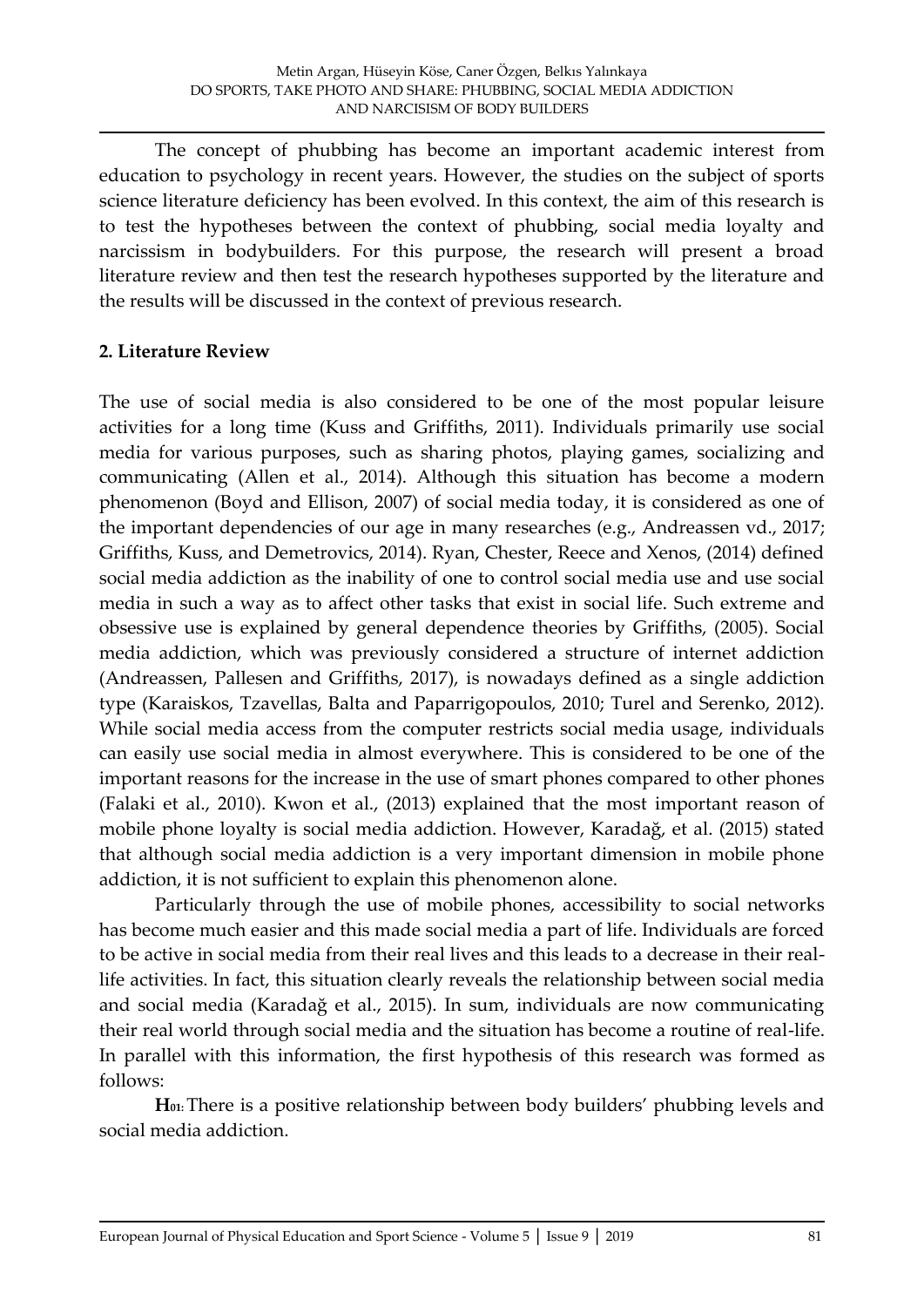The concept of phubbing has become an important academic interest from education to psychology in recent years. However, the studies on the subject of sports science literature deficiency has been evolved. In this context, the aim of this research is to test the hypotheses between the context of phubbing, social media loyalty and narcissism in bodybuilders. For this purpose, the research will present a broad literature review and then test the research hypotheses supported by the literature and the results will be discussed in the context of previous research.

## 2. Literature Review

The use of social media is also considered to be one of the most popular leisure activities for a long time (Kuss and Griffiths, 2011). Individuals primarily use social media for various purposes, such as sharing photos, playing games, socializing and communicating (Allen et al., 2014). Although this situation has become a modern phenomenon (Boyd and Ellison, 2007) of social media today, it is considered as one of the important dependencies of our age in many researches (e.g., Andreassen vd., 2017; Griffiths, Kuss, and Demetrovics, 2014). Ryan, Chester, Reece and Xenos, (2014) defined social media addiction as the inability of one to control social media use and use social media in such a way as to affect other tasks that exist in social life. Such extreme and obsessive use is explained by general dependence theories by Griffiths, (2005). Social media addiction, which was previously considered a structure of internet addiction (Andreassen, Pallesen and Griffiths, 2017), is nowadays defined as a single addiction type (Karaiskos, Tzavellas, Balta and Paparrigopoulos, 2010; Turel and Serenko, 2012). While social media access from the computer restricts social media usage, individuals can easily use social media in almost everywhere. This is considered to be one of the important reasons for the increase in the use of smart phones compared to other phones (Falaki et al., 2010). Kwon et al., (2013) explained that the most important reason of mobile phone loyalty is social media addiction. However, Karadağ, et al. (2015) stated that although social media addiction is a very important dimension in mobile phone addiction, it is not sufficient to explain this phenomenon alone.

Particularly through the use of mobile phones, accessibility to social networks has become much easier and this made social media a part of life. Individuals are forced to be active in social media from their real lives and this leads to a decrease in their real-life activities. In fact, this situation clearly reveals the relationship between social media and social media (Karadağ et al., 2015). In sum, individuals are now communicating their real world through social media and the situation has become a routine of real-life. In parallel with this information, the first hypothesis of this research was formed as follows:

**H01:** There is a positive relationship between body builders' phubbing levels and social media addiction.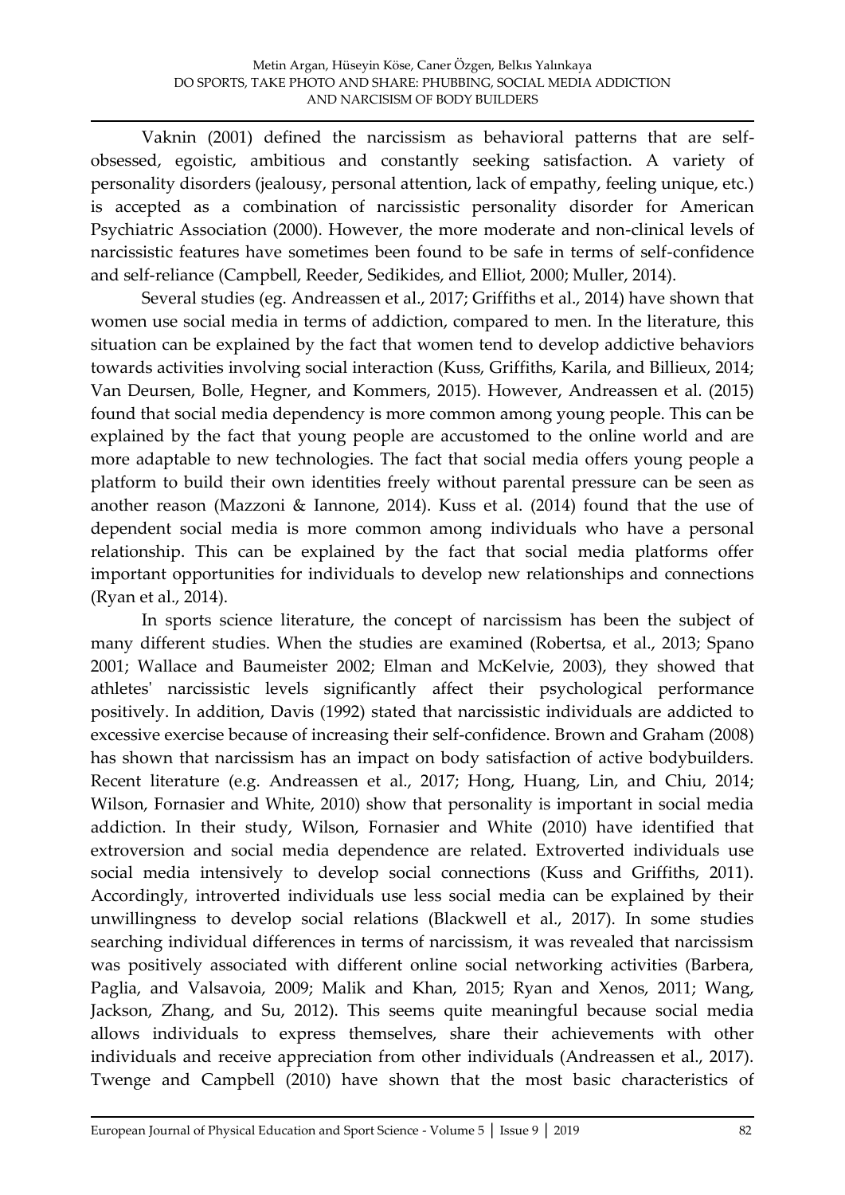Vaknin (2001) defined the narcissism as behavioral patterns that are self-obsessed, egoistic, ambitious and constantly seeking satisfaction. A variety of personality disorders (jealousy, personal attention, lack of empathy, feeling unique, etc.) is accepted as a combination of narcissistic personality disorder for American Psychiatric Association (2000). However, the more moderate and non-clinical levels of narcissistic features have sometimes been found to be safe in terms of self-confidence and self-reliance (Campbell, Reeder, Sedikides, and Elliot, 2000; Muller, 2014).

Several studies (eg. Andreassen et al., 2017; Griffiths et al., 2014) have shown that women use social media in terms of addiction, compared to men. In the literature, this situation can be explained by the fact that women tend to develop addictive behaviors towards activities involving social interaction (Kuss, Griffiths, Karila, and Billieux, 2014; Van Deursen, Bolle, Hegner, and Kommers, 2015). However, Andreassen et al. (2015) found that social media dependency is more common among young people. This can be explained by the fact that young people are accustomed to the online world and are more adaptable to new technologies. The fact that social media offers young people a platform to build their own identities freely without parental pressure can be seen as another reason (Mazzoni & Iannone, 2014). Kuss et al. (2014) found that the use of dependent social media is more common among individuals who have a personal relationship. This can be explained by the fact that social media platforms offer important opportunities for individuals to develop new relationships and connections (Ryan et al., 2014).

In sports science literature, the concept of narcissism has been the subject of many different studies. When the studies are examined (Robertsa, et al., 2013; Spano 2001; Wallace and Baumeister 2002; Elman and McKelvie, 2003), they showed that athletes' narcissistic levels significantly affect their psychological performance positively. In addition, Davis (1992) stated that narcissistic individuals are addicted to excessive exercise because of increasing their self-confidence. Brown and Graham (2008) has shown that narcissism has an impact on body satisfaction of active bodybuilders. Recent literature (e.g. Andreassen et al., 2017; Hong, Huang, Lin, and Chiu, 2014; Wilson, Fornasier and White, 2010) show that personality is important in social media addiction. In their study, Wilson, Fornasier and White (2010) have identified that extroversion and social media dependence are related. Extroverted individuals use social media intensively to develop social connections (Kuss and Griffiths, 2011). Accordingly, introverted individuals use less social media can be explained by their unwillingness to develop social relations (Blackwell et al., 2017). In some studies searching individual differences in terms of narcissism, it was revealed that narcissism was positively associated with different online social networking activities (Barbera, Paglia, and Valsavoia, 2009; Malik and Khan, 2015; Ryan and Xenos, 2011; Wang, Jackson, Zhang, and Su, 2012). This seems quite meaningful because social media allows individuals to express themselves, share their achievements with other individuals and receive appreciation from other individuals (Andreassen et al., 2017). Twenge and Campbell (2010) have shown that the most basic characteristics of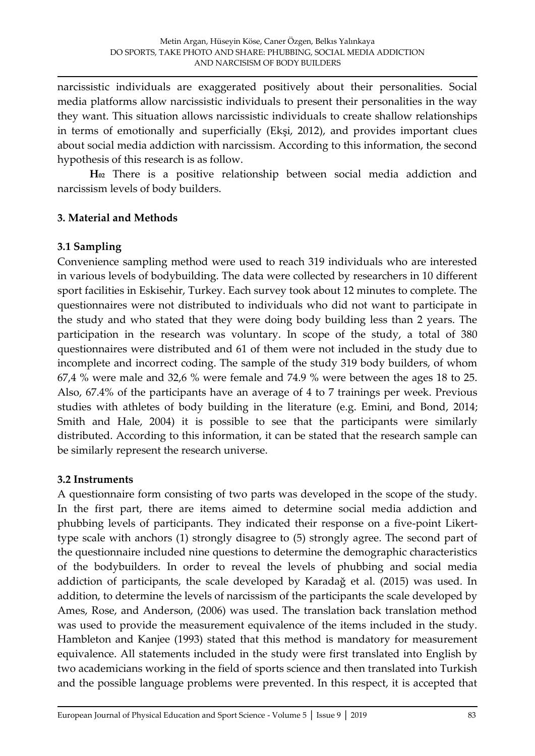narcissistic individuals are exaggerated positively about their personalities. Social media platforms allow narcissistic individuals to present their personalities in the way they want. This situation allows narcissistic individuals to create shallow relationships in terms of emotionally and superficially (Ekşi, 2012), and provides important clues about social media addiction with narcissism. According to this information, the second hypothesis of this research is as follow.

**H02** There is a positive relationship between social media addiction and narcissism levels of body builders.

## 3. Material and Methods

### 3.1 Sampling

Convenience sampling method were used to reach 319 individuals who are interested in various levels of bodybuilding. The data were collected by researchers in 10 different sport facilities in Eskisehir, Turkey. Each survey took about 12 minutes to complete. The questionnaires were not distributed to individuals who did not want to participate in the study and who stated that they were doing body building less than 2 years. The participation in the research was voluntary. In scope of the study, a total of 380 questionnaires were distributed and 61 of them were not included in the study due to incomplete and incorrect coding. The sample of the study 319 body builders, of whom 67,4 % were male and 32,6 % were female and 74.9 % were between the ages 18 to 25. Also, 67.4% of the participants have an average of 4 to 7 trainings per week. Previous studies with athletes of body building in the literature (e.g. Emini, and Bond, 2014; Smith and Hale, 2004) it is possible to see that the participants were similarly distributed. According to this information, it can be stated that the research sample can be similarly represent the research universe.

### 3.2 Instruments

A questionnaire form consisting of two parts was developed in the scope of the study. In the first part, there are items aimed to determine social media addiction and phubbing levels of participants. They indicated their response on a five-point Likert-type scale with anchors (1) strongly disagree to (5) strongly agree. The second part of the questionnaire included nine questions to determine the demographic characteristics of the bodybuilders. In order to reveal the levels of phubbing and social media addiction of participants, the scale developed by Karadağ et al. (2015) was used. In addition, to determine the levels of narcissism of the participants the scale developed by Ames, Rose, and Anderson, (2006) was used. The translation back translation method was used to provide the measurement equivalence of the items included in the study. Hambleton and Kanjee (1993) stated that this method is mandatory for measurement equivalence. All statements included in the study were first translated into English by two academicians working in the field of sports science and then translated into Turkish and the possible language problems were prevented. In this respect, it is accepted that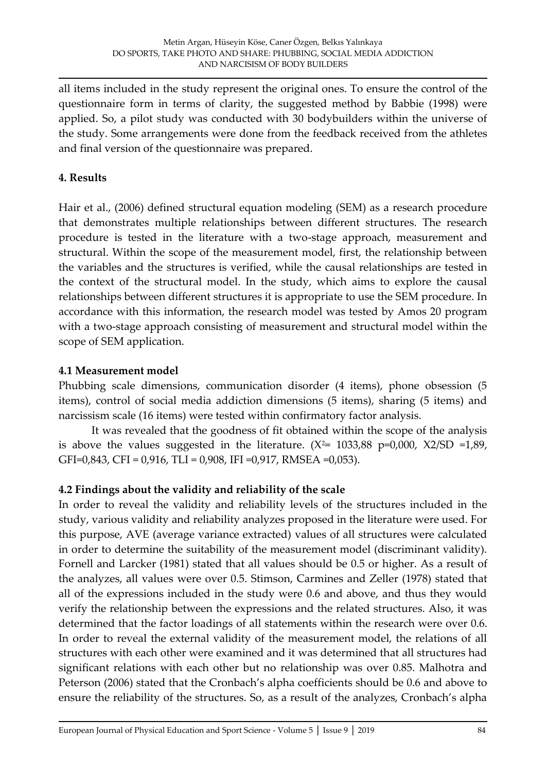all items included in the study represent the original ones. To ensure the control of the questionnaire form in terms of clarity, the suggested method by Babbie (1998) were applied. So, a pilot study was conducted with 30 bodybuilders within the universe of the study. Some arrangements were done from the feedback received from the athletes and final version of the questionnaire was prepared.

## 4. Results

Hair et al., (2006) defined structural equation modeling (SEM) as a research procedure that demonstrates multiple relationships between different structures. The research procedure is tested in the literature with a two-stage approach, measurement and structural. Within the scope of the measurement model, first, the relationship between the variables and the structures is verified, while the causal relationships are tested in the context of the structural model. In the study, which aims to explore the causal relationships between different structures it is appropriate to use the SEM procedure. In accordance with this information, the research model was tested by Amos 20 program with a two-stage approach consisting of measurement and structural model within the scope of SEM application.

### 4.1 Measurement model

Phubbing scale dimensions, communication disorder (4 items), phone obsession (5 items), control of social media addiction dimensions (5 items), sharing (5 items) and narcissism scale (16 items) were tested within confirmatory factor analysis.

It was revealed that the goodness of fit obtained within the scope of the analysis is above the values suggested in the literature. ($X^2$= 1033,88 p=0,000, X2/SD =1,89, GFI=0,843, CFI = 0,916, TLI = 0,908, IFI =0,917, RMSEA =0,053).

### 4.2 Findings about the validity and reliability of the scale

In order to reveal the validity and reliability levels of the structures included in the study, various validity and reliability analyzes proposed in the literature were used. For this purpose, AVE (average variance extracted) values of all structures were calculated in order to determine the suitability of the measurement model (discriminant validity). Fornell and Larcker (1981) stated that all values should be 0.5 or higher. As a result of the analyzes, all values were over 0.5. Stimson, Carmines and Zeller (1978) stated that all of the expressions included in the study were 0.6 and above, and thus they would verify the relationship between the expressions and the related structures. Also, it was determined that the factor loadings of all statements within the research were over 0.6. In order to reveal the external validity of the measurement model, the relations of all structures with each other were examined and it was determined that all structures had significant relations with each other but no relationship was over 0.85. Malhotra and Peterson (2006) stated that the Cronbach's alpha coefficients should be 0.6 and above to ensure the reliability of the structures. So, as a result of the analyzes, Cronbach's alpha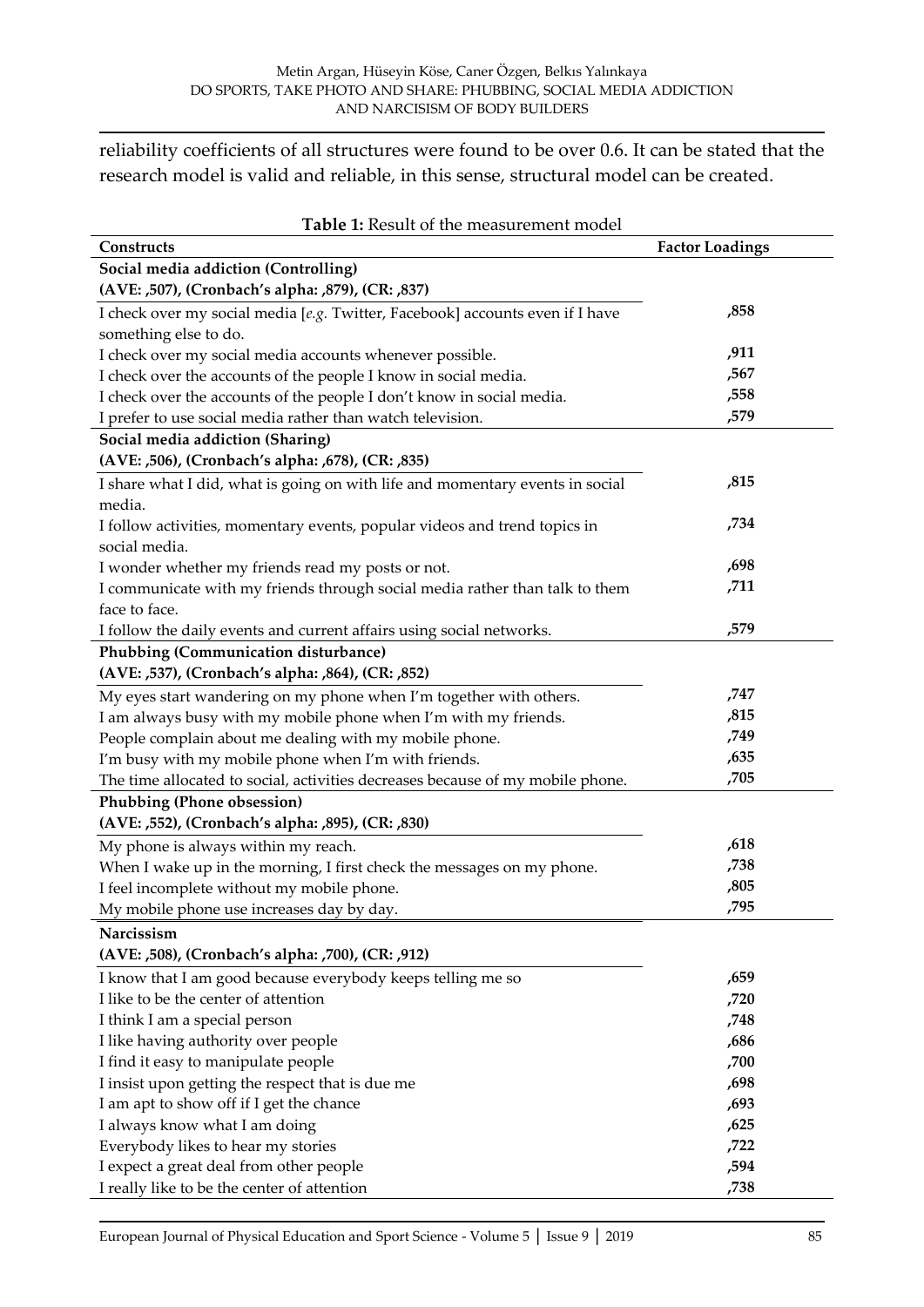reliability coefficients of all structures were found to be over 0.6. It can be stated that the research model is valid and reliable, in this sense, structural model can be created.

**Table 1:** Result of the measurement model

| Constructs | Factor Loadings |
|---|---|
| **Social media addiction (Controlling)** | |
| **(AVE: ,507), (Cronbach's alpha: ,879), (CR: ,837)** | |
| I check over my social media [*e.g.* Twitter, Facebook] accounts even if I have something else to do. | **,858** |
| I check over my social media accounts whenever possible. | **,911** |
| I check over the accounts of the people I know in social media. | **,567** |
| I check over the accounts of the people I don't know in social media. | **,558** |
| I prefer to use social media rather than watch television. | **,579** |
| **Social media addiction (Sharing)** | |
| **(AVE: ,506), (Cronbach's alpha: ,678), (CR: ,835)** | |
| I share what I did, what is going on with life and momentary events in social media. | **,815** |
| I follow activities, momentary events, popular videos and trend topics in social media. | **,734** |
| I wonder whether my friends read my posts or not. | **,698** |
| I communicate with my friends through social media rather than talk to them face to face. | **,711** |
| I follow the daily events and current affairs using social networks. | **,579** |
| **Phubbing (Communication disturbance)** | |
| **(AVE: ,537), (Cronbach's alpha: ,864), (CR: ,852)** | |
| My eyes start wandering on my phone when I'm together with others. | **,747** |
| I am always busy with my mobile phone when I'm with my friends. | **,815** |
| People complain about me dealing with my mobile phone. | **,749** |
| I'm busy with my mobile phone when I'm with friends. | **,635** |
| The time allocated to social, activities decreases because of my mobile phone. | **,705** |
| **Phubbing (Phone obsession)** | |
| **(AVE: ,552), (Cronbach's alpha: ,895), (CR: ,830)** | |
| My phone is always within my reach. | **,618** |
| When I wake up in the morning, I first check the messages on my phone. | **,738** |
| I feel incomplete without my mobile phone. | **,805** |
| My mobile phone use increases day by day. | **,795** |
| **Narcissism** | |
| **(AVE: ,508), (Cronbach's alpha: ,700), (CR: ,912)** | |
| I know that I am good because everybody keeps telling me so | **,659** |
| I like to be the center of attention | **,720** |
| I think I am a special person | **,748** |
| I like having authority over people | **,686** |
| I find it easy to manipulate people | **,700** |
| I insist upon getting the respect that is due me | **,698** |
| I am apt to show off if I get the chance | **,693** |
| I always know what I am doing | **,625** |
| Everybody likes to hear my stories | **,722** |
| I expect a great deal from other people | **,594** |
| I really like to be the center of attention | **,738** |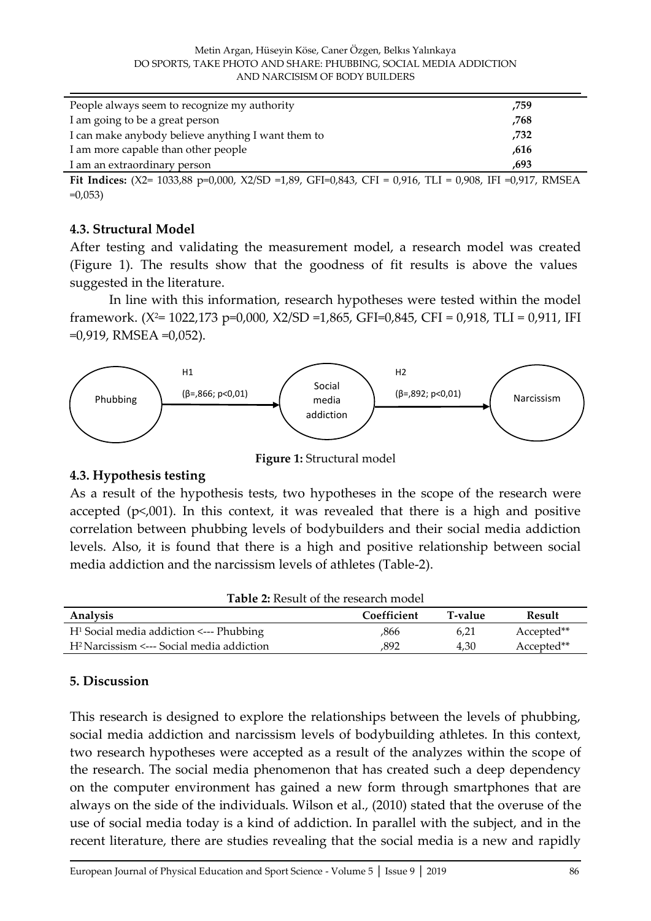| | |
|---|---|
| People always seem to recognize my authority | ,759 |
| I am going to be a great person | ,768 |
| I can make anybody believe anything I want them to | ,732 |
| I am more capable than other people | ,616 |
| I am an extraordinary person | ,693 |

**Fit Indices:** (X2= 1033,88 p=0,000, X2/SD =1,89, GFI=0,843, CFI = 0,916, TLI = 0,908, IFI =0,917, RMSEA =0,053)

### 4.3. Structural Model

After testing and validating the measurement model, a research model was created (Figure 1). The results show that the goodness of fit results is above the values suggested in the literature.

In line with this information, research hypotheses were tested within the model framework. ($X^2$= 1022,173 p=0,000, X2/SD =1,865, GFI=0,845, CFI = 0,918, TLI = 0,911, IFI =0,919, RMSEA =0,052).

Phubbing → H1 (β=,866; p<0,01) → Social media addiction → H2 (β=,892; p<0,01) → Narcissism

**Figure 1:** Structural model

### 4.3. Hypothesis testing

As a result of the hypothesis tests, two hypotheses in the scope of the research were accepted (p<,001). In this context, it was revealed that there is a high and positive correlation between phubbing levels of bodybuilders and their social media addiction levels. Also, it is found that there is a high and positive relationship between social media addiction and the narcissism levels of athletes (Table-2).

**Table 2:** Result of the research model

| Analysis | Coefficient | T-value | Result |
|---|---|---|---|
| $H^1$ Social media addiction <--- Phubbing | ,866 | 6,21 | Accepted** |
| $H^2$ Narcissism <--- Social media addiction | ,892 | 4,30 | Accepted** |

## 5. Discussion

This research is designed to explore the relationships between the levels of phubbing, social media addiction and narcissism levels of bodybuilding athletes. In this context, two research hypotheses were accepted as a result of the analyzes within the scope of the research. The social media phenomenon that has created such a deep dependency on the computer environment has gained a new form through smartphones that are always on the side of the individuals. Wilson et al., (2010) stated that the overuse of the use of social media today is a kind of addiction. In parallel with the subject, and in the recent literature, there are studies revealing that the social media is a new and rapidly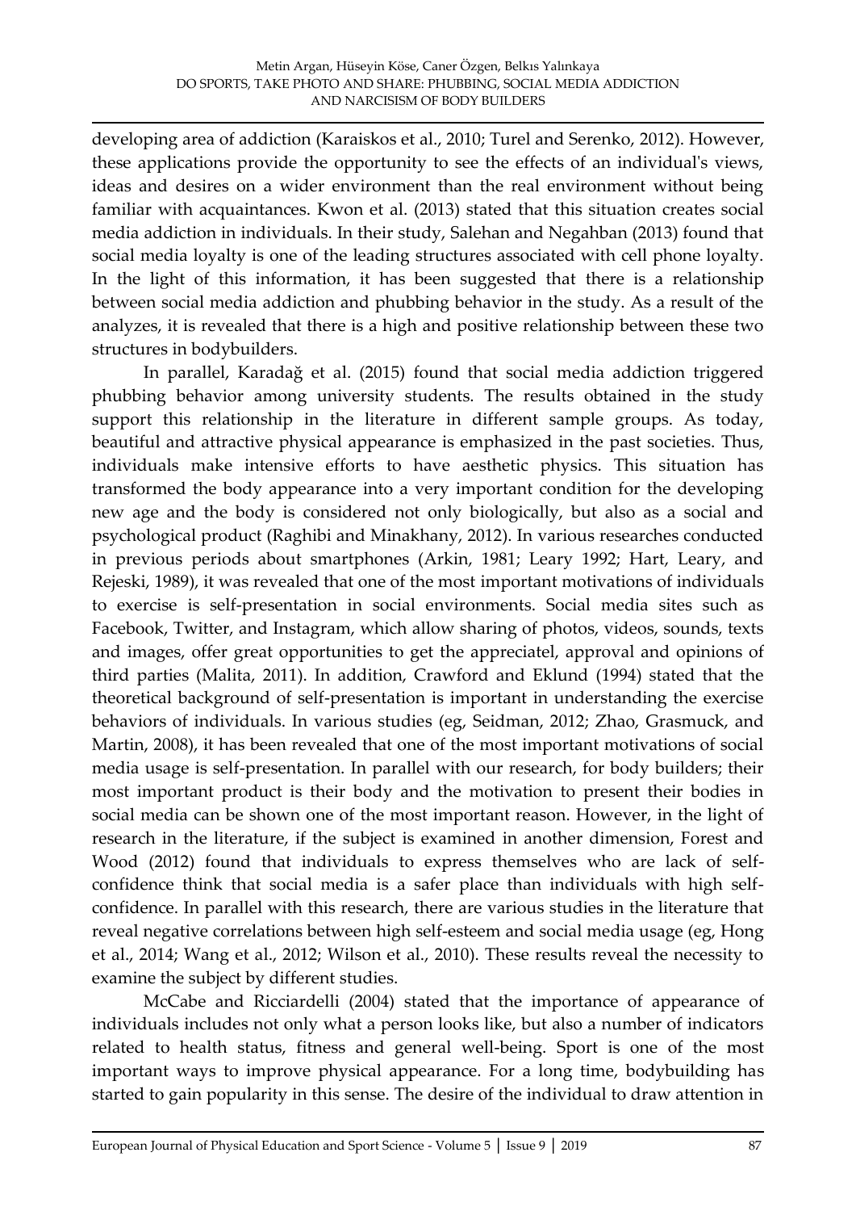developing area of addiction (Karaiskos et al., 2010; Turel and Serenko, 2012). However, these applications provide the opportunity to see the effects of an individual's views, ideas and desires on a wider environment than the real environment without being familiar with acquaintances. Kwon et al. (2013) stated that this situation creates social media addiction in individuals. In their study, Salehan and Negahban (2013) found that social media loyalty is one of the leading structures associated with cell phone loyalty. In the light of this information, it has been suggested that there is a relationship between social media addiction and phubbing behavior in the study. As a result of the analyzes, it is revealed that there is a high and positive relationship between these two structures in bodybuilders.

In parallel, Karadağ et al. (2015) found that social media addiction triggered phubbing behavior among university students. The results obtained in the study support this relationship in the literature in different sample groups. As today, beautiful and attractive physical appearance is emphasized in the past societies. Thus, individuals make intensive efforts to have aesthetic physics. This situation has transformed the body appearance into a very important condition for the developing new age and the body is considered not only biologically, but also as a social and psychological product (Raghibi and Minakhany, 2012). In various researches conducted in previous periods about smartphones (Arkin, 1981; Leary 1992; Hart, Leary, and Rejeski, 1989), it was revealed that one of the most important motivations of individuals to exercise is self-presentation in social environments. Social media sites such as Facebook, Twitter, and Instagram, which allow sharing of photos, videos, sounds, texts and images, offer great opportunities to get the appreciatel, approval and opinions of third parties (Malita, 2011). In addition, Crawford and Eklund (1994) stated that the theoretical background of self-presentation is important in understanding the exercise behaviors of individuals. In various studies (eg, Seidman, 2012; Zhao, Grasmuck, and Martin, 2008), it has been revealed that one of the most important motivations of social media usage is self-presentation. In parallel with our research, for body builders; their most important product is their body and the motivation to present their bodies in social media can be shown one of the most important reason. However, in the light of research in the literature, if the subject is examined in another dimension, Forest and Wood (2012) found that individuals to express themselves who are lack of self-confidence think that social media is a safer place than individuals with high self-confidence. In parallel with this research, there are various studies in the literature that reveal negative correlations between high self-esteem and social media usage (eg, Hong et al., 2014; Wang et al., 2012; Wilson et al., 2010). These results reveal the necessity to examine the subject by different studies.

McCabe and Ricciardelli (2004) stated that the importance of appearance of individuals includes not only what a person looks like, but also a number of indicators related to health status, fitness and general well-being. Sport is one of the most important ways to improve physical appearance. For a long time, bodybuilding has started to gain popularity in this sense. The desire of the individual to draw attention in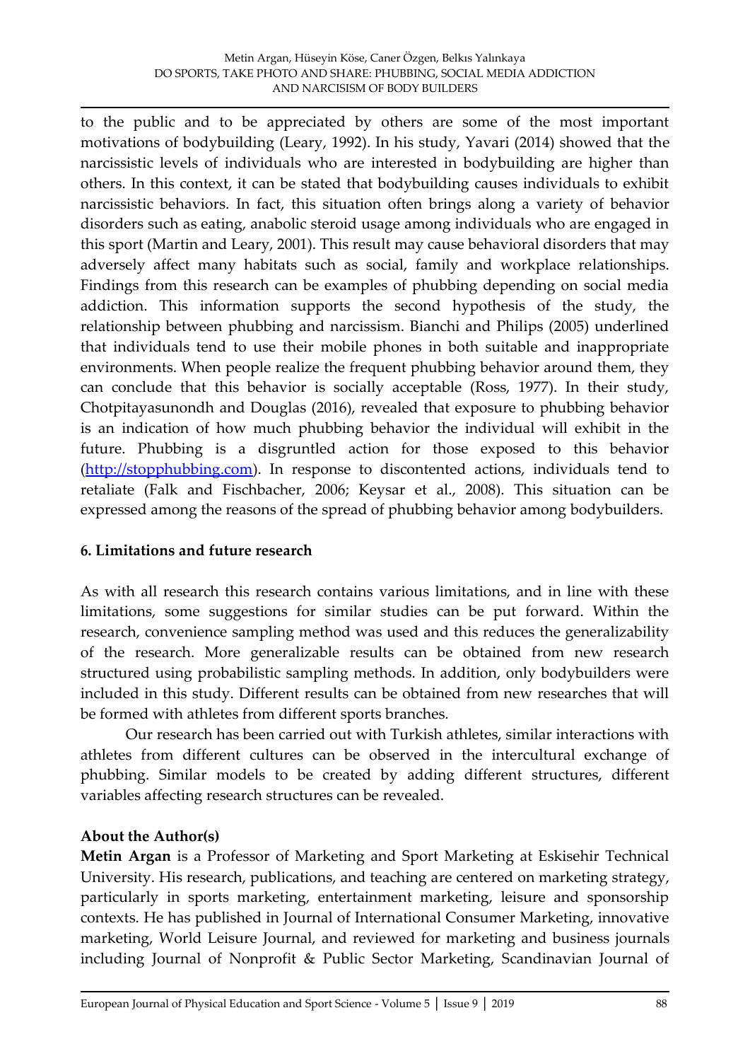to the public and to be appreciated by others are some of the most important motivations of bodybuilding (Leary, 1992). In his study, Yavari (2014) showed that the narcissistic levels of individuals who are interested in bodybuilding are higher than others. In this context, it can be stated that bodybuilding causes individuals to exhibit narcissistic behaviors. In fact, this situation often brings along a variety of behavior disorders such as eating, anabolic steroid usage among individuals who are engaged in this sport (Martin and Leary, 2001). This result may cause behavioral disorders that may adversely affect many habitats such as social, family and workplace relationships. Findings from this research can be examples of phubbing depending on social media addiction. This information supports the second hypothesis of the study, the relationship between phubbing and narcissism. Bianchi and Philips (2005) underlined that individuals tend to use their mobile phones in both suitable and inappropriate environments. When people realize the frequent phubbing behavior around them, they can conclude that this behavior is socially acceptable (Ross, 1977). In their study, Chotpitayasunondh and Douglas (2016), revealed that exposure to phubbing behavior is an indication of how much phubbing behavior the individual will exhibit in the future. Phubbing is a disgruntled action for those exposed to this behavior (http://stopphubbing.com). In response to discontented actions, individuals tend to retaliate (Falk and Fischbacher, 2006; Keysar et al., 2008). This situation can be expressed among the reasons of the spread of phubbing behavior among bodybuilders.

## 6. Limitations and future research

As with all research this research contains various limitations, and in line with these limitations, some suggestions for similar studies can be put forward. Within the research, convenience sampling method was used and this reduces the generalizability of the research. More generalizable results can be obtained from new research structured using probabilistic sampling methods. In addition, only bodybuilders were included in this study. Different results can be obtained from new researches that will be formed with athletes from different sports branches.

Our research has been carried out with Turkish athletes, similar interactions with athletes from different cultures can be observed in the intercultural exchange of phubbing. Similar models to be created by adding different structures, different variables affecting research structures can be revealed.

## About the Author(s)

**Metin Argan** is a Professor of Marketing and Sport Marketing at Eskisehir Technical University. His research, publications, and teaching are centered on marketing strategy, particularly in sports marketing, entertainment marketing, leisure and sponsorship contexts. He has published in Journal of International Consumer Marketing, innovative marketing, World Leisure Journal, and reviewed for marketing and business journals including Journal of Nonprofit & Public Sector Marketing, Scandinavian Journal of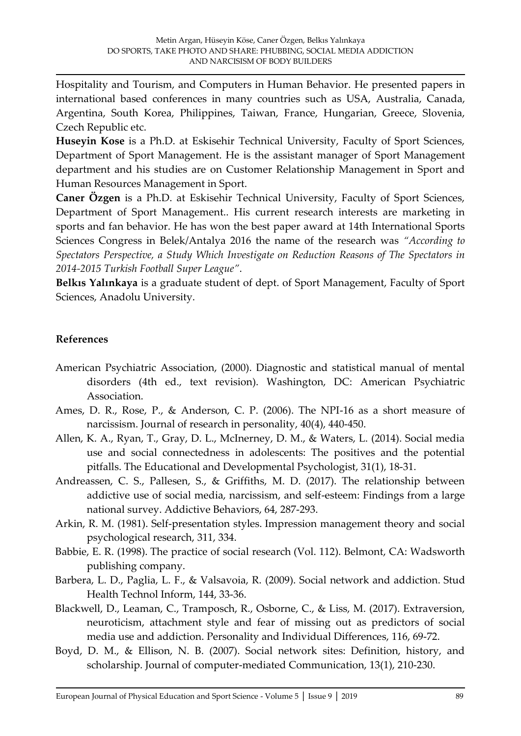Hospitality and Tourism, and Computers in Human Behavior. He presented papers in international based conferences in many countries such as USA, Australia, Canada, Argentina, South Korea, Philippines, Taiwan, France, Hungarian, Greece, Slovenia, Czech Republic etc.

**Huseyin Kose** is a Ph.D. at Eskisehir Technical University, Faculty of Sport Sciences, Department of Sport Management. He is the assistant manager of Sport Management department and his studies are on Customer Relationship Management in Sport and Human Resources Management in Sport.

**Caner Özgen** is a Ph.D. at Eskisehir Technical University, Faculty of Sport Sciences, Department of Sport Management.. His current research interests are marketing in sports and fan behavior. He has won the best paper award at 14th International Sports Sciences Congress in Belek/Antalya 2016 the name of the research was *"According to Spectators Perspective, a Study Which Investigate on Reduction Reasons of The Spectators in 2014-2015 Turkish Football Super League"*.

**Belkıs Yalınkaya** is a graduate student of dept. of Sport Management, Faculty of Sport Sciences, Anadolu University.

## References

American Psychiatric Association, (2000). Diagnostic and statistical manual of mental disorders (4th ed., text revision). Washington, DC: American Psychiatric Association.

Ames, D. R., Rose, P., & Anderson, C. P. (2006). The NPI-16 as a short measure of narcissism. Journal of research in personality, 40(4), 440-450.

Allen, K. A., Ryan, T., Gray, D. L., McInerney, D. M., & Waters, L. (2014). Social media use and social connectedness in adolescents: The positives and the potential pitfalls. The Educational and Developmental Psychologist, 31(1), 18-31.

Andreassen, C. S., Pallesen, S., & Griffiths, M. D. (2017). The relationship between addictive use of social media, narcissism, and self-esteem: Findings from a large national survey. Addictive Behaviors, 64, 287-293.

Arkin, R. M. (1981). Self-presentation styles. Impression management theory and social psychological research, 311, 334.

Babbie, E. R. (1998). The practice of social research (Vol. 112). Belmont, CA: Wadsworth publishing company.

Barbera, L. D., Paglia, L. F., & Valsavoia, R. (2009). Social network and addiction. Stud Health Technol Inform, 144, 33-36.

Blackwell, D., Leaman, C., Tramposch, R., Osborne, C., & Liss, M. (2017). Extraversion, neuroticism, attachment style and fear of missing out as predictors of social media use and addiction. Personality and Individual Differences, 116, 69-72.

Boyd, D. M., & Ellison, N. B. (2007). Social network sites: Definition, history, and scholarship. Journal of computer-mediated Communication, 13(1), 210-230.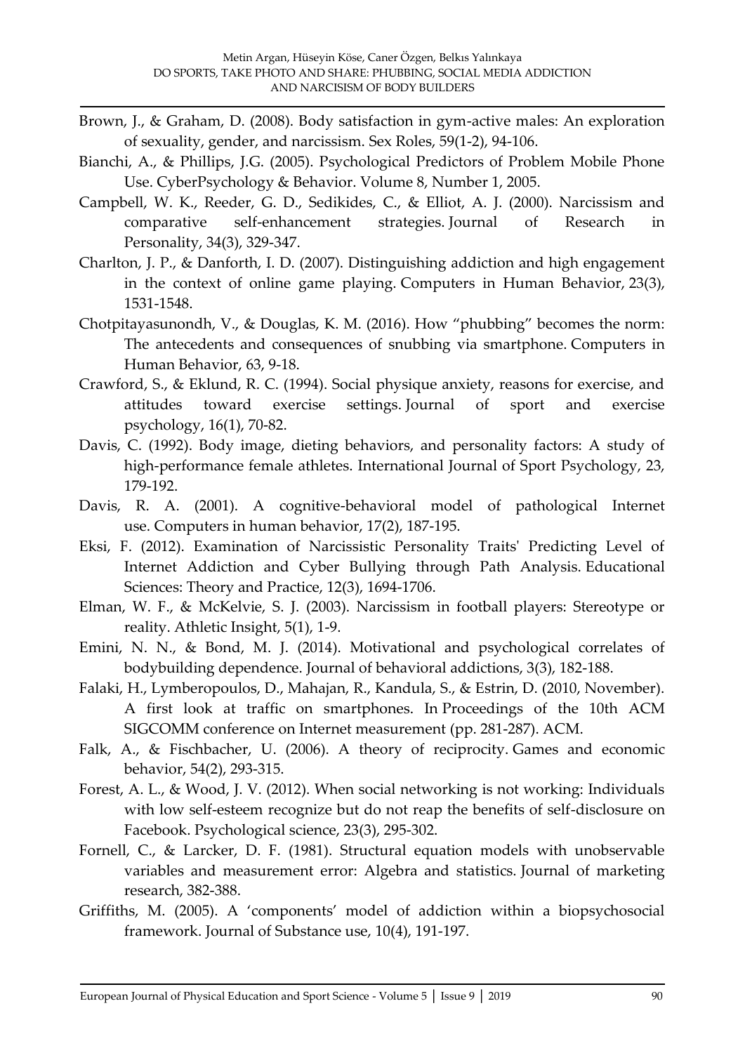Brown, J., & Graham, D. (2008). Body satisfaction in gym-active males: An exploration of sexuality, gender, and narcissism. Sex Roles, 59(1-2), 94-106.

Bianchi, A., & Phillips, J.G. (2005). Psychological Predictors of Problem Mobile Phone Use. CyberPsychology & Behavior. Volume 8, Number 1, 2005.

Campbell, W. K., Reeder, G. D., Sedikides, C., & Elliot, A. J. (2000). Narcissism and comparative self-enhancement strategies. Journal of Research in Personality, 34(3), 329-347.

Charlton, J. P., & Danforth, I. D. (2007). Distinguishing addiction and high engagement in the context of online game playing. Computers in Human Behavior, 23(3), 1531-1548.

Chotpitayasunondh, V., & Douglas, K. M. (2016). How "phubbing" becomes the norm: The antecedents and consequences of snubbing via smartphone. Computers in Human Behavior, 63, 9-18.

Crawford, S., & Eklund, R. C. (1994). Social physique anxiety, reasons for exercise, and attitudes toward exercise settings. Journal of sport and exercise psychology, 16(1), 70-82.

Davis, C. (1992). Body image, dieting behaviors, and personality factors: A study of high-performance female athletes. International Journal of Sport Psychology, 23, 179-192.

Davis, R. A. (2001). A cognitive-behavioral model of pathological Internet use. Computers in human behavior, 17(2), 187-195.

Eksi, F. (2012). Examination of Narcissistic Personality Traits' Predicting Level of Internet Addiction and Cyber Bullying through Path Analysis. Educational Sciences: Theory and Practice, 12(3), 1694-1706.

Elman, W. F., & McKelvie, S. J. (2003). Narcissism in football players: Stereotype or reality. Athletic Insight, 5(1), 1-9.

Emini, N. N., & Bond, M. J. (2014). Motivational and psychological correlates of bodybuilding dependence. Journal of behavioral addictions, 3(3), 182-188.

Falaki, H., Lymberopoulos, D., Mahajan, R., Kandula, S., & Estrin, D. (2010, November). A first look at traffic on smartphones. In Proceedings of the 10th ACM SIGCOMM conference on Internet measurement (pp. 281-287). ACM.

Falk, A., & Fischbacher, U. (2006). A theory of reciprocity. Games and economic behavior, 54(2), 293-315.

Forest, A. L., & Wood, J. V. (2012). When social networking is not working: Individuals with low self-esteem recognize but do not reap the benefits of self-disclosure on Facebook. Psychological science, 23(3), 295-302.

Fornell, C., & Larcker, D. F. (1981). Structural equation models with unobservable variables and measurement error: Algebra and statistics. Journal of marketing research, 382-388.

Griffiths, M. (2005). A 'components' model of addiction within a biopsychosocial framework. Journal of Substance use, 10(4), 191-197.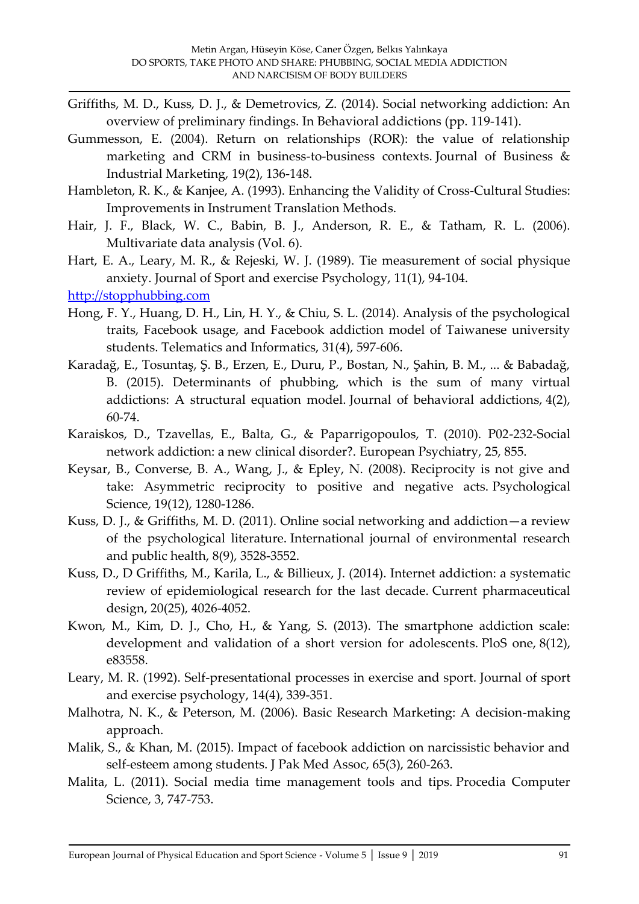Griffiths, M. D., Kuss, D. J., & Demetrovics, Z. (2014). Social networking addiction: An overview of preliminary findings. In Behavioral addictions (pp. 119-141).

Gummesson, E. (2004). Return on relationships (ROR): the value of relationship marketing and CRM in business-to-business contexts. Journal of Business & Industrial Marketing, 19(2), 136-148.

Hambleton, R. K., & Kanjee, A. (1993). Enhancing the Validity of Cross-Cultural Studies: Improvements in Instrument Translation Methods.

Hair, J. F., Black, W. C., Babin, B. J., Anderson, R. E., & Tatham, R. L. (2006). Multivariate data analysis (Vol. 6).

Hart, E. A., Leary, M. R., & Rejeski, W. J. (1989). Tie measurement of social physique anxiety. Journal of Sport and exercise Psychology, 11(1), 94-104.

http://stopphubbing.com

Hong, F. Y., Huang, D. H., Lin, H. Y., & Chiu, S. L. (2014). Analysis of the psychological traits, Facebook usage, and Facebook addiction model of Taiwanese university students. Telematics and Informatics, 31(4), 597-606.

Karadağ, E., Tosuntaş, Ş. B., Erzen, E., Duru, P., Bostan, N., Şahin, B. M., ... & Babadağ, B. (2015). Determinants of phubbing, which is the sum of many virtual addictions: A structural equation model. Journal of behavioral addictions, 4(2), 60-74.

Karaiskos, D., Tzavellas, E., Balta, G., & Paparrigopoulos, T. (2010). P02-232-Social network addiction: a new clinical disorder?. European Psychiatry, 25, 855.

Keysar, B., Converse, B. A., Wang, J., & Epley, N. (2008). Reciprocity is not give and take: Asymmetric reciprocity to positive and negative acts. Psychological Science, 19(12), 1280-1286.

Kuss, D. J., & Griffiths, M. D. (2011). Online social networking and addiction—a review of the psychological literature. International journal of environmental research and public health, 8(9), 3528-3552.

Kuss, D., D Griffiths, M., Karila, L., & Billieux, J. (2014). Internet addiction: a systematic review of epidemiological research for the last decade. Current pharmaceutical design, 20(25), 4026-4052.

Kwon, M., Kim, D. J., Cho, H., & Yang, S. (2013). The smartphone addiction scale: development and validation of a short version for adolescents. PloS one, 8(12), e83558.

Leary, M. R. (1992). Self-presentational processes in exercise and sport. Journal of sport and exercise psychology, 14(4), 339-351.

Malhotra, N. K., & Peterson, M. (2006). Basic Research Marketing: A decision-making approach.

Malik, S., & Khan, M. (2015). Impact of facebook addiction on narcissistic behavior and self-esteem among students. J Pak Med Assoc, 65(3), 260-263.

Malita, L. (2011). Social media time management tools and tips. Procedia Computer Science, 3, 747-753.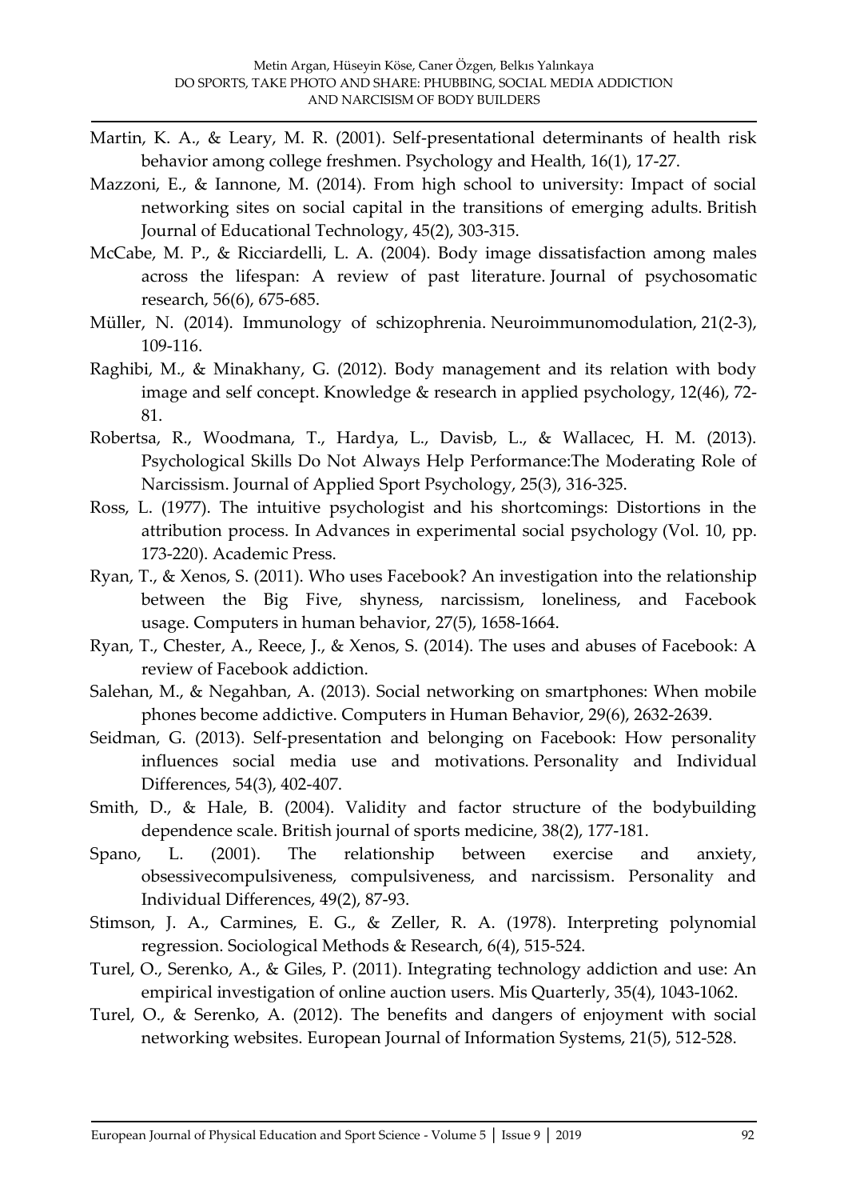Martin, K. A., & Leary, M. R. (2001). Self-presentational determinants of health risk behavior among college freshmen. Psychology and Health, 16(1), 17-27.

Mazzoni, E., & Iannone, M. (2014). From high school to university: Impact of social networking sites on social capital in the transitions of emerging adults. British Journal of Educational Technology, 45(2), 303-315.

McCabe, M. P., & Ricciardelli, L. A. (2004). Body image dissatisfaction among males across the lifespan: A review of past literature. Journal of psychosomatic research, 56(6), 675-685.

Müller, N. (2014). Immunology of schizophrenia. Neuroimmunomodulation, 21(2-3), 109-116.

Raghibi, M., & Minakhany, G. (2012). Body management and its relation with body image and self concept. Knowledge & research in applied psychology, 12(46), 72-81.

Robertsa, R., Woodmana, T., Hardya, L., Davisb, L., & Wallacec, H. M. (2013). Psychological Skills Do Not Always Help Performance:The Moderating Role of Narcissism. Journal of Applied Sport Psychology, 25(3), 316-325.

Ross, L. (1977). The intuitive psychologist and his shortcomings: Distortions in the attribution process. In Advances in experimental social psychology (Vol. 10, pp. 173-220). Academic Press.

Ryan, T., & Xenos, S. (2011). Who uses Facebook? An investigation into the relationship between the Big Five, shyness, narcissism, loneliness, and Facebook usage. Computers in human behavior, 27(5), 1658-1664.

Ryan, T., Chester, A., Reece, J., & Xenos, S. (2014). The uses and abuses of Facebook: A review of Facebook addiction.

Salehan, M., & Negahban, A. (2013). Social networking on smartphones: When mobile phones become addictive. Computers in Human Behavior, 29(6), 2632-2639.

Seidman, G. (2013). Self-presentation and belonging on Facebook: How personality influences social media use and motivations. Personality and Individual Differences, 54(3), 402-407.

Smith, D., & Hale, B. (2004). Validity and factor structure of the bodybuilding dependence scale. British journal of sports medicine, 38(2), 177-181.

Spano, L. (2001). The relationship between exercise and anxiety, obsessivecompulsiveness, compulsiveness, and narcissism. Personality and Individual Differences, 49(2), 87-93.

Stimson, J. A., Carmines, E. G., & Zeller, R. A. (1978). Interpreting polynomial regression. Sociological Methods & Research, 6(4), 515-524.

Turel, O., Serenko, A., & Giles, P. (2011). Integrating technology addiction and use: An empirical investigation of online auction users. Mis Quarterly, 35(4), 1043-1062.

Turel, O., & Serenko, A. (2012). The benefits and dangers of enjoyment with social networking websites. European Journal of Information Systems, 21(5), 512-528.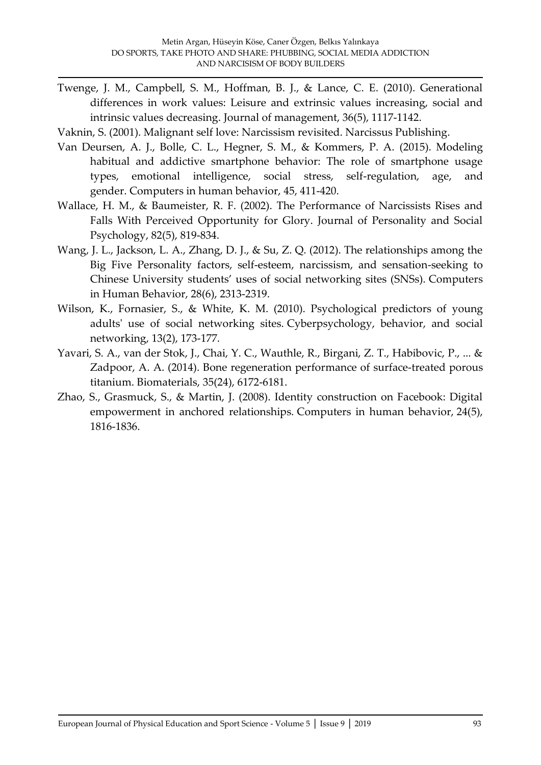Twenge, J. M., Campbell, S. M., Hoffman, B. J., & Lance, C. E. (2010). Generational differences in work values: Leisure and extrinsic values increasing, social and intrinsic values decreasing. Journal of management, 36(5), 1117-1142.

Vaknin, S. (2001). Malignant self love: Narcissism revisited. Narcissus Publishing.

Van Deursen, A. J., Bolle, C. L., Hegner, S. M., & Kommers, P. A. (2015). Modeling habitual and addictive smartphone behavior: The role of smartphone usage types, emotional intelligence, social stress, self-regulation, age, and gender. Computers in human behavior, 45, 411-420.

Wallace, H. M., & Baumeister, R. F. (2002). The Performance of Narcissists Rises and Falls With Perceived Opportunity for Glory. Journal of Personality and Social Psychology, 82(5), 819-834.

Wang, J. L., Jackson, L. A., Zhang, D. J., & Su, Z. Q. (2012). The relationships among the Big Five Personality factors, self-esteem, narcissism, and sensation-seeking to Chinese University students' uses of social networking sites (SNSs). Computers in Human Behavior, 28(6), 2313-2319.

Wilson, K., Fornasier, S., & White, K. M. (2010). Psychological predictors of young adults' use of social networking sites. Cyberpsychology, behavior, and social networking, 13(2), 173-177.

Yavari, S. A., van der Stok, J., Chai, Y. C., Wauthle, R., Birgani, Z. T., Habibovic, P., ... & Zadpoor, A. A. (2014). Bone regeneration performance of surface-treated porous titanium. Biomaterials, 35(24), 6172-6181.

Zhao, S., Grasmuck, S., & Martin, J. (2008). Identity construction on Facebook: Digital empowerment in anchored relationships. Computers in human behavior, 24(5), 1816-1836.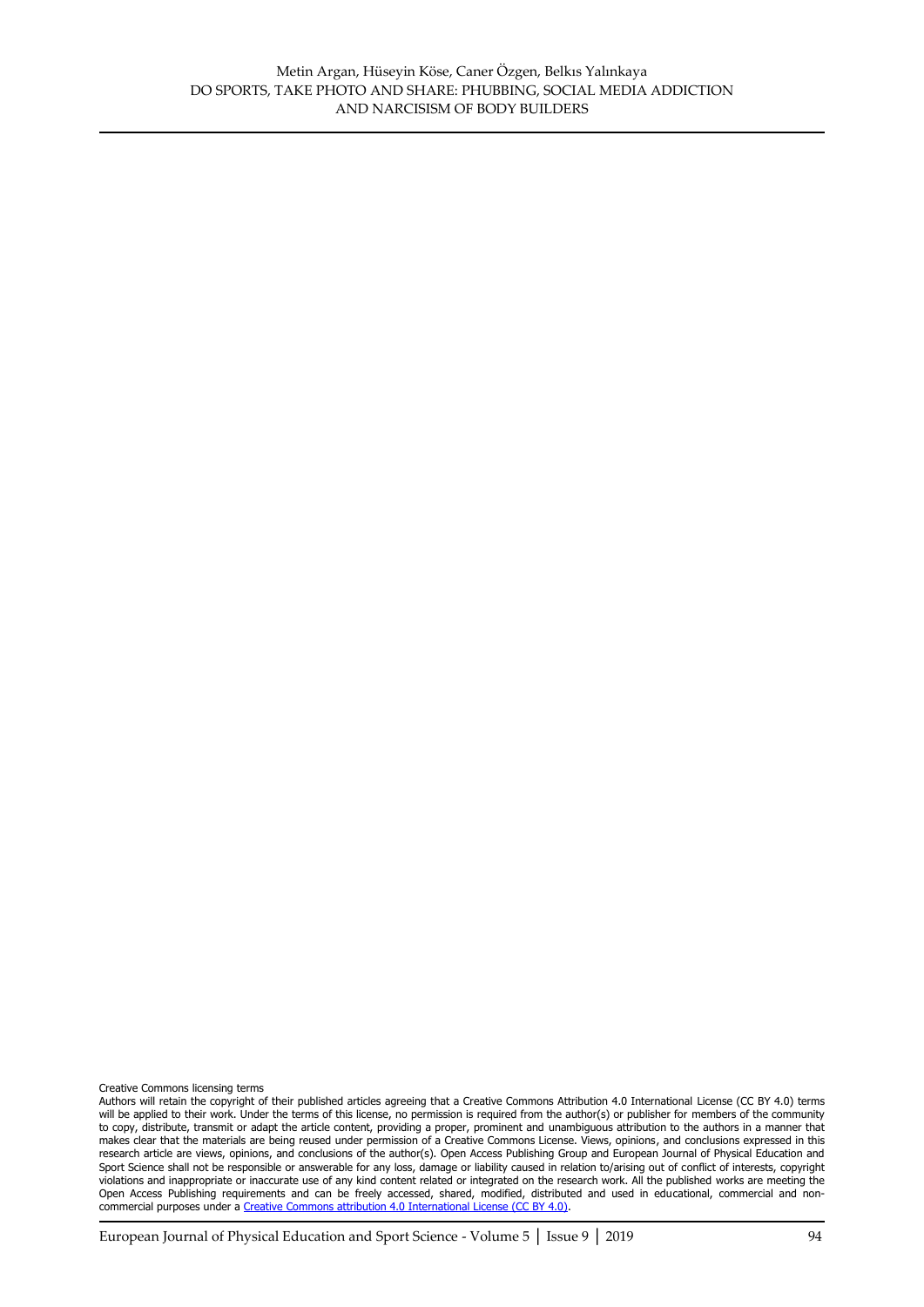Creative Commons licensing terms

Authors will retain the copyright of their published articles agreeing that a Creative Commons Attribution 4.0 International License (CC BY 4.0) terms will be applied to their work. Under the terms of this license, no permission is required from the author(s) or publisher for members of the community to copy, distribute, transmit or adapt the article content, providing a proper, prominent and unambiguous attribution to the authors in a manner that makes clear that the materials are being reused under permission of a Creative Commons License. Views, opinions, and conclusions expressed in this research article are views, opinions, and conclusions of the author(s). Open Access Publishing Group and European Journal of Physical Education and Sport Science shall not be responsible or answerable for any loss, damage or liability caused in relation to/arising out of conflict of interests, copyright violations and inappropriate or inaccurate use of any kind content related or integrated on the research work. All the published works are meeting the Open Access Publishing requirements and can be freely accessed, shared, modified, distributed and used in educational, commercial and non-commercial purposes under a [Creative Commons attribution 4.0 International License (CC BY 4.0)](https://creativecommons.org/licenses/by/4.0/).